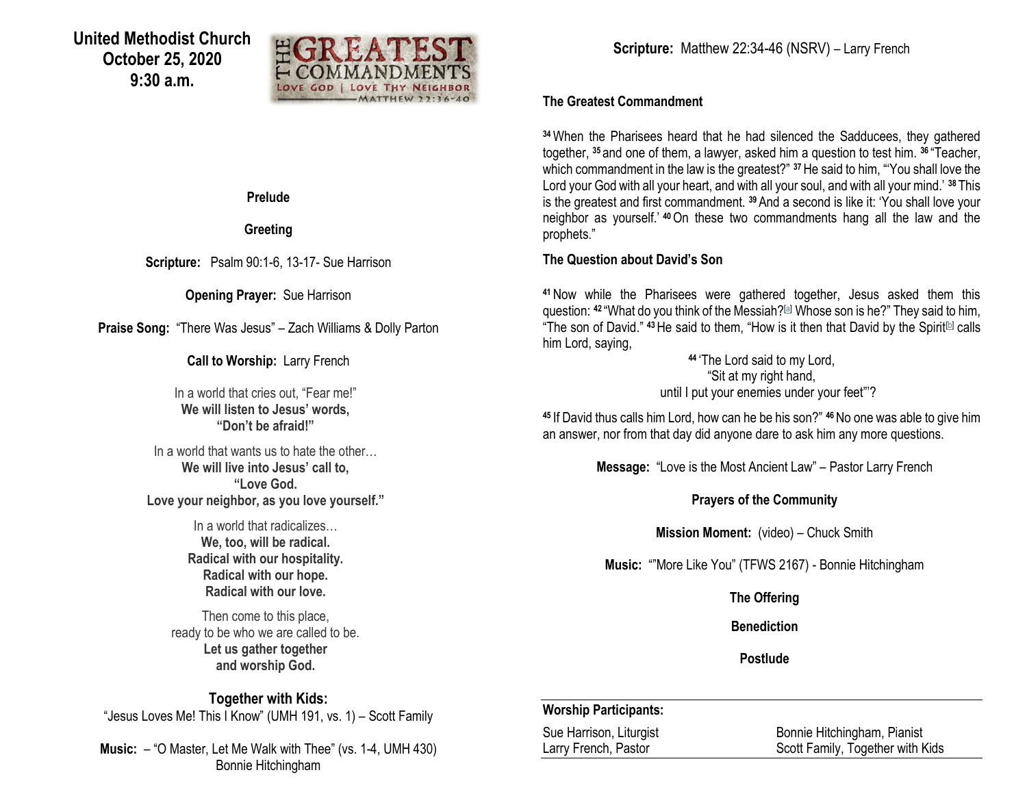# United Methodist Church
## October 25, 2020
## 9:30 a.m.

THE GREATEST COMMANDMENTS
LOVE GOD | LOVE THY NEIGHBOR
MATTHEW 22:36-40

**Prelude**

**Greeting**

**Scripture:** Psalm 90:1-6, 13-17- Sue Harrison

**Opening Prayer:** Sue Harrison

**Praise Song:** "There Was Jesus" – Zach Williams & Dolly Parton

**Call to Worship:** Larry French

In a world that cries out, "Fear me!"
**We will listen to Jesus' words,**
**"Don't be afraid!"**

In a world that wants us to hate the other…
**We will live into Jesus' call to,**
**"Love God.**
**Love your neighbor, as you love yourself."**

In a world that radicalizes…
**We, too, will be radical.**
**Radical with our hospitality.**
**Radical with our hope.**
**Radical with our love.**

Then come to this place,
ready to be who we are called to be.
**Let us gather together**
**and worship God.**

**Together with Kids:**
"Jesus Loves Me! This I Know" (UMH 191, vs. 1) – Scott Family

**Music:** – "O Master, Let Me Walk with Thee" (vs. 1-4, UMH 430)
Bonnie Hitchingham

**Scripture:** Matthew 22:34-46 (NSRV) – Larry French

### The Greatest Commandment

[34] When the Pharisees heard that he had silenced the Sadducees, they gathered together, [35] and one of them, a lawyer, asked him a question to test him. [36] "Teacher, which commandment in the law is the greatest?" [37] He said to him, "'You shall love the Lord your God with all your heart, and with all your soul, and with all your mind.' [38] This is the greatest and first commandment. [39] And a second is like it: 'You shall love your neighbor as yourself.' [40] On these two commandments hang all the law and the prophets."

### The Question about David's Son

[41] Now while the Pharisees were gathered together, Jesus asked them this question: [42] "What do you think of the Messiah?[a] Whose son is he?" They said to him, "The son of David." [43] He said to them, "How is it then that David by the Spirit[b] calls him Lord, saying,

[44] 'The Lord said to my Lord,
"Sit at my right hand,
until I put your enemies under your feet"'?

[45] If David thus calls him Lord, how can he be his son?" [46] No one was able to give him an answer, nor from that day did anyone dare to ask him any more questions.

**Message:** "Love is the Most Ancient Law" – Pastor Larry French

**Prayers of the Community**

**Mission Moment:** (video) – Chuck Smith

**Music:** ""More Like You" (TFWS 2167) - Bonnie Hitchingham

**The Offering**

**Benediction**

**Postlude**

**Worship Participants:**

| | |
|---|---|
| Sue Harrison, Liturgist | Bonnie Hitchingham, Pianist |
| Larry French, Pastor | Scott Family, Together with Kids |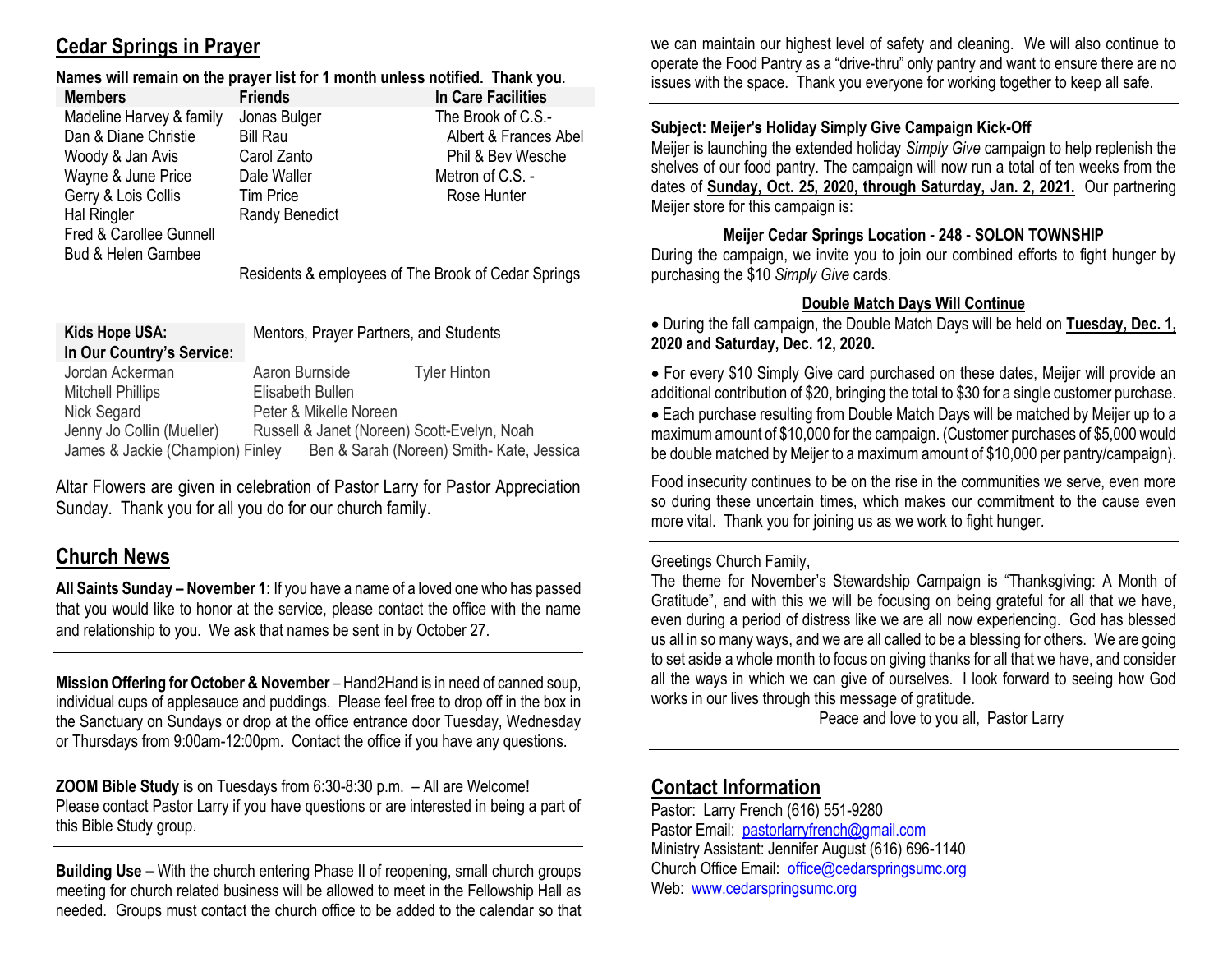## Cedar Springs in Prayer

**Names will remain on the prayer list for 1 month unless notified. Thank you.**

| Members | Friends | In Care Facilities |
|---|---|---|
| Madeline Harvey & family | Jonas Bulger | The Brook of C.S.- |
| Dan & Diane Christie | Bill Rau | Albert & Frances Abel |
| Woody & Jan Avis | Carol Zanto | Phil & Bev Wesche |
| Wayne & June Price | Dale Waller | Metron of C.S. - |
| Gerry & Lois Collis | Tim Price | Rose Hunter |
| Hal Ringler | Randy Benedict | |
| Fred & Carollee Gunnell | | |
| Bud & Helen Gambee | | |
| | Residents & employees of The Brook of Cedar Springs | |

**Kids Hope USA:** Mentors, Prayer Partners, and Students

**In Our Country's Service:**

Jordan Ackerman, Aaron Burnside, Tyler Hinton
Mitchell Phillips, Elisabeth Bullen
Nick Segard, Peter & Mikelle Noreen
Jenny Jo Collin (Mueller), Russell & Janet (Noreen) Scott-Evelyn, Noah
James & Jackie (Champion) Finley, Ben & Sarah (Noreen) Smith- Kate, Jessica

Altar Flowers are given in celebration of Pastor Larry for Pastor Appreciation Sunday. Thank you for all you do for our church family.

## Church News

**All Saints Sunday – November 1:** If you have a name of a loved one who has passed that you would like to honor at the service, please contact the office with the name and relationship to you. We ask that names be sent in by October 27.

---

**Mission Offering for October & November** – Hand2Hand is in need of canned soup, individual cups of applesauce and puddings. Please feel free to drop off in the box in the Sanctuary on Sundays or drop at the office entrance door Tuesday, Wednesday or Thursdays from 9:00am-12:00pm. Contact the office if you have any questions.

---

**ZOOM Bible Study** is on Tuesdays from 6:30-8:30 p.m. – All are Welcome! Please contact Pastor Larry if you have questions or are interested in being a part of this Bible Study group.

---

**Building Use –** With the church entering Phase II of reopening, small church groups meeting for church related business will be allowed to meet in the Fellowship Hall as needed. Groups must contact the church office to be added to the calendar so that we can maintain our highest level of safety and cleaning. We will also continue to operate the Food Pantry as a "drive-thru" only pantry and want to ensure there are no issues with the space. Thank you everyone for working together to keep all safe.

---

**Subject: Meijer's Holiday Simply Give Campaign Kick-Off**

Meijer is launching the extended holiday *Simply Give* campaign to help replenish the shelves of our food pantry. The campaign will now run a total of ten weeks from the dates of **Sunday, Oct. 25, 2020, through Saturday, Jan. 2, 2021.** Our partnering Meijer store for this campaign is:

**Meijer Cedar Springs Location - 248 - SOLON TOWNSHIP**

During the campaign, we invite you to join our combined efforts to fight hunger by purchasing the $10 *Simply Give* cards.

**Double Match Days Will Continue**

- During the fall campaign, the Double Match Days will be held on **Tuesday, Dec. 1, 2020 and Saturday, Dec. 12, 2020.**
- For every $10 Simply Give card purchased on these dates, Meijer will provide an additional contribution of $20, bringing the total to $30 for a single customer purchase.
- Each purchase resulting from Double Match Days will be matched by Meijer up to a maximum amount of $10,000 for the campaign. (Customer purchases of $5,000 would be double matched by Meijer to a maximum amount of $10,000 per pantry/campaign).

Food insecurity continues to be on the rise in the communities we serve, even more so during these uncertain times, which makes our commitment to the cause even more vital. Thank you for joining us as we work to fight hunger.

---

Greetings Church Family,

The theme for November's Stewardship Campaign is "Thanksgiving: A Month of Gratitude", and with this we will be focusing on being grateful for all that we have, even during a period of distress like we are all now experiencing. God has blessed us all in so many ways, and we are all called to be a blessing for others. We are going to set aside a whole month to focus on giving thanks for all that we have, and consider all the ways in which we can give of ourselves. I look forward to seeing how God works in our lives through this message of gratitude.

Peace and love to you all, Pastor Larry

---

## Contact Information

Pastor: Larry French (616) 551-9280
Pastor Email: pastorlarryfrench@gmail.com
Ministry Assistant: Jennifer August (616) 696-1140
Church Office Email: office@cedarspringsumc.org
Web: www.cedarspringsumc.org